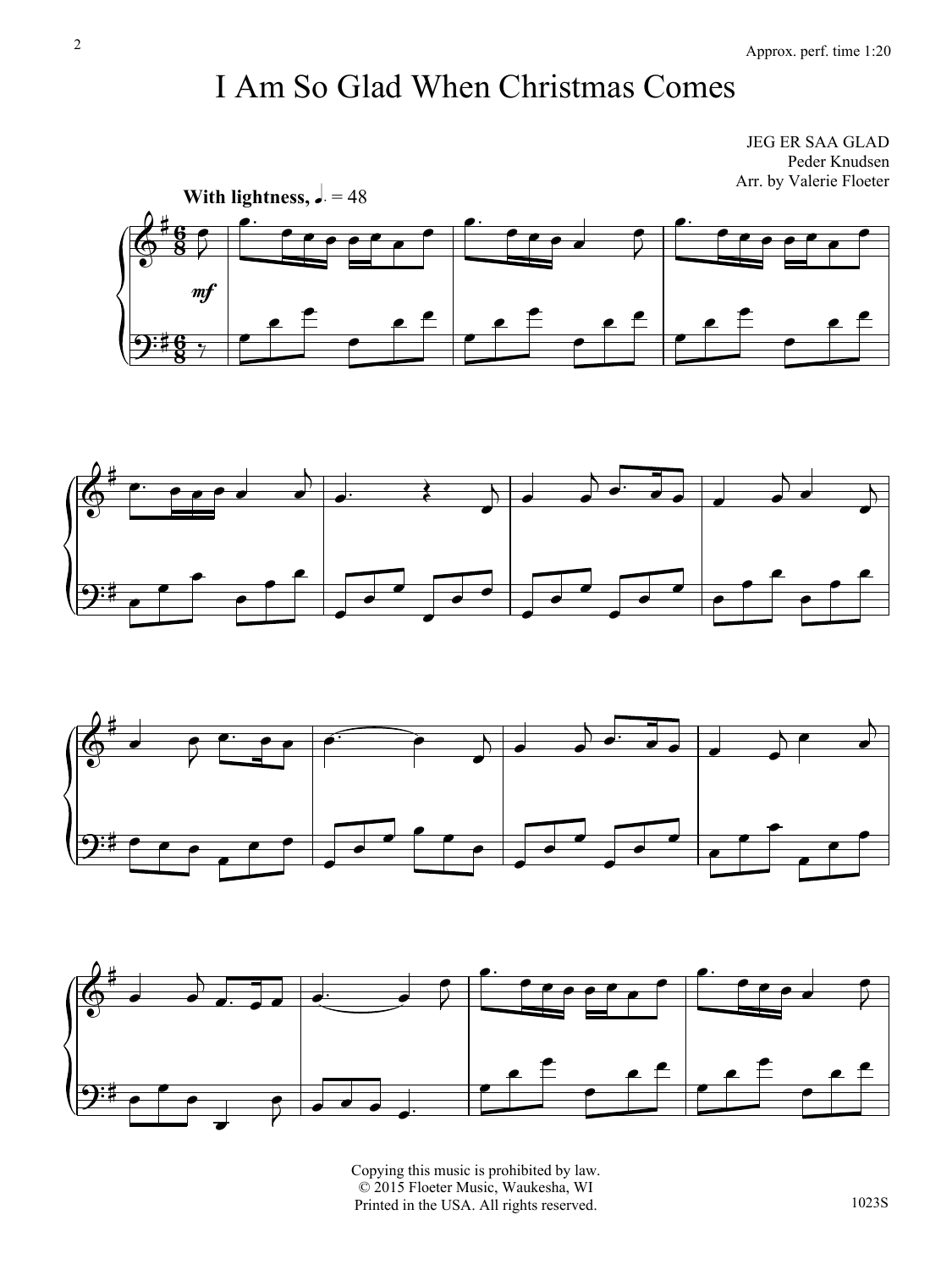Approx. perf. time 1:20

# I Am So Glad When Christmas Comes

JEG ER SAA GLAD
Peder Knudsen
Arr. by Valerie Floeter

**With lightness,** ♩. = 48

*mf*

Copying this music is prohibited by law.
© 2015 Floeter Music, Waukesha, WI
Printed in the USA. All rights reserved.

1023S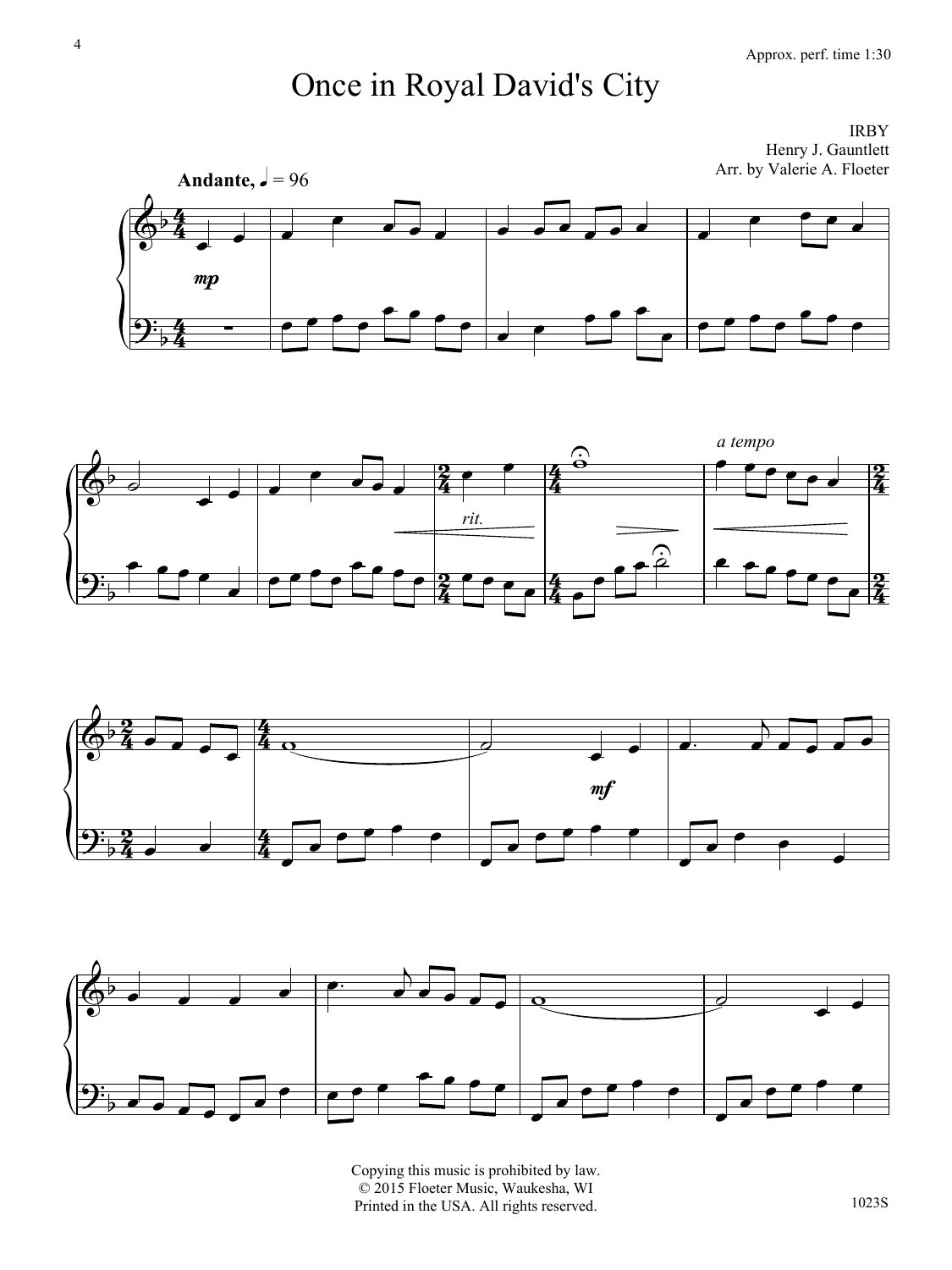Approx. perf. time 1:30

# Once in Royal David's City

IRBY
Henry J. Gauntlett
Arr. by Valerie A. Floeter

**Andante,** ♩ = 96

*mp*

*rit.*

*a tempo*

*mf*

Copying this music is prohibited by law.
© 2015 Floeter Music, Waukesha, WI
Printed in the USA. All rights reserved.

1023S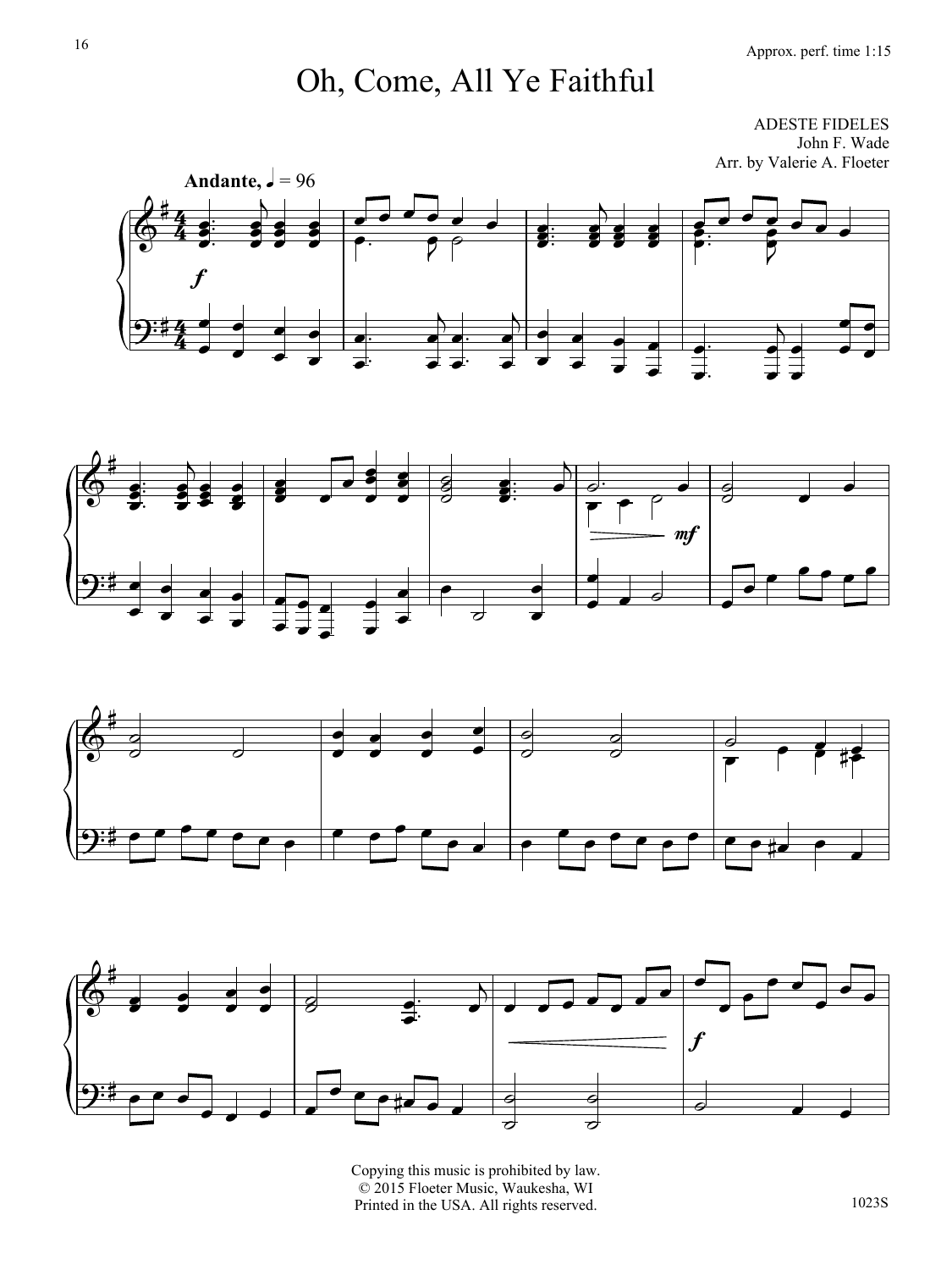Approx. perf. time 1:15

# Oh, Come, All Ye Faithful

ADESTE FIDELES
John F. Wade
Arr. by Valerie A. Floeter

**Andante,** ♩ = 96

*f*

*mf*

*f*

Copying this music is prohibited by law.
© 2015 Floeter Music, Waukesha, WI
Printed in the USA. All rights reserved.

1023S